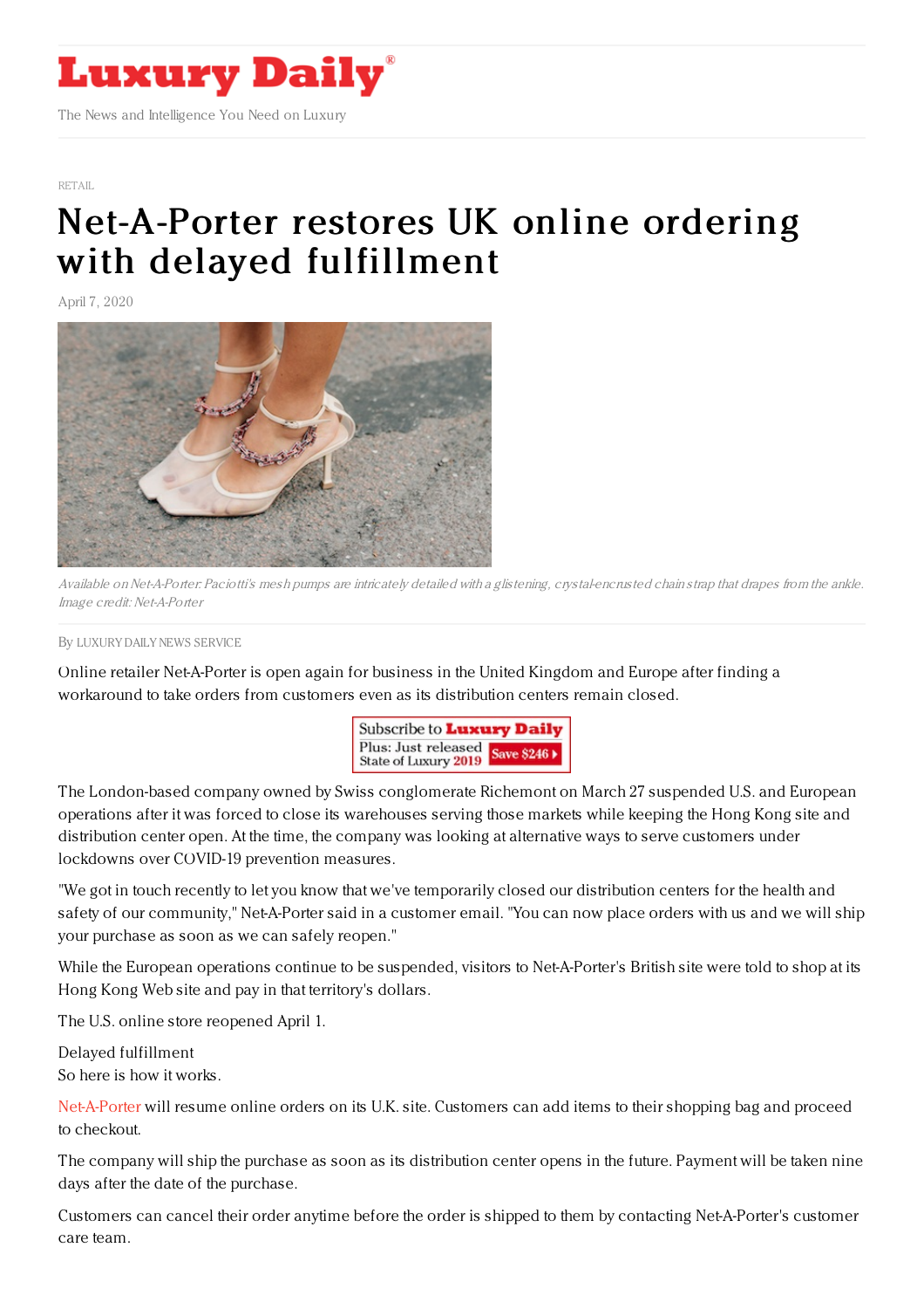# Luxury Daily

The News and Intelligence You Need on Luxury

RETAIL

# Net-A-Porter restores UK online ordering with delayed fulfillment

April 7, 2020

*Available on Net-A-Porter: Paciotti's mesh pumps are intricately detailed with a glistening, crystal-encrusted chain strap that drapes from the ankle. Image credit: Net-A-Porter*

By LUXURY DAILY NEWS SERVICE

Online retailer Net-A-Porter is open again for business in the United Kingdom and Europe after finding a workaround to take orders from customers even as its distribution centers remain closed.

The London-based company owned by Swiss conglomerate Richemont on March 27 suspended U.S. and European operations after it was forced to close its warehouses serving those markets while keeping the Hong Kong site and distribution center open. At the time, the company was looking at alternative ways to serve customers under lockdowns over COVID-19 prevention measures.

"We got in touch recently to let you know that we've temporarily closed our distribution centers for the health and safety of our community," Net-A-Porter said in a customer email. "You can now place orders with us and we will ship your purchase as soon as we can safely reopen."

While the European operations continue to be suspended, visitors to Net-A-Porter's British site were told to shop at its Hong Kong Web site and pay in that territory's dollars.

The U.S. online store reopened April 1.

Delayed fulfillment
So here is how it works.

Net-A-Porter will resume online orders on its U.K. site. Customers can add items to their shopping bag and proceed to checkout.

The company will ship the purchase as soon as its distribution center opens in the future. Payment will be taken nine days after the date of the purchase.

Customers can cancel their order anytime before the order is shipped to them by contacting Net-A-Porter's customer care team.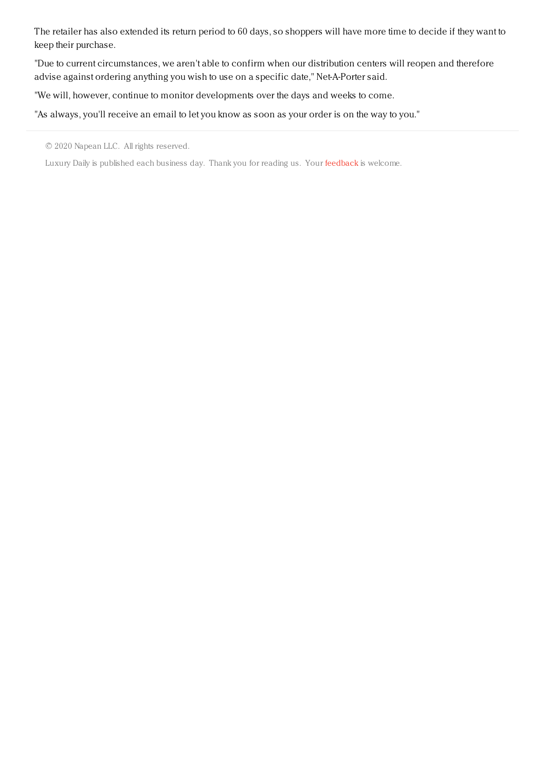The retailer has also extended its return period to 60 days, so shoppers will have more time to decide if they want to keep their purchase.

"Due to current circumstances, we aren't able to confirm when our distribution centers will reopen and therefore advise against ordering anything you wish to use on a specific date," Net-A-Porter said.

"We will, however, continue to monitor developments over the days and weeks to come.

"As always, you'll receive an email to let you know as soon as your order is on the way to you."

---

© 2020 Napean LLC. All rights reserved.

Luxury Daily is published each business day. Thank you for reading us. Your feedback is welcome.